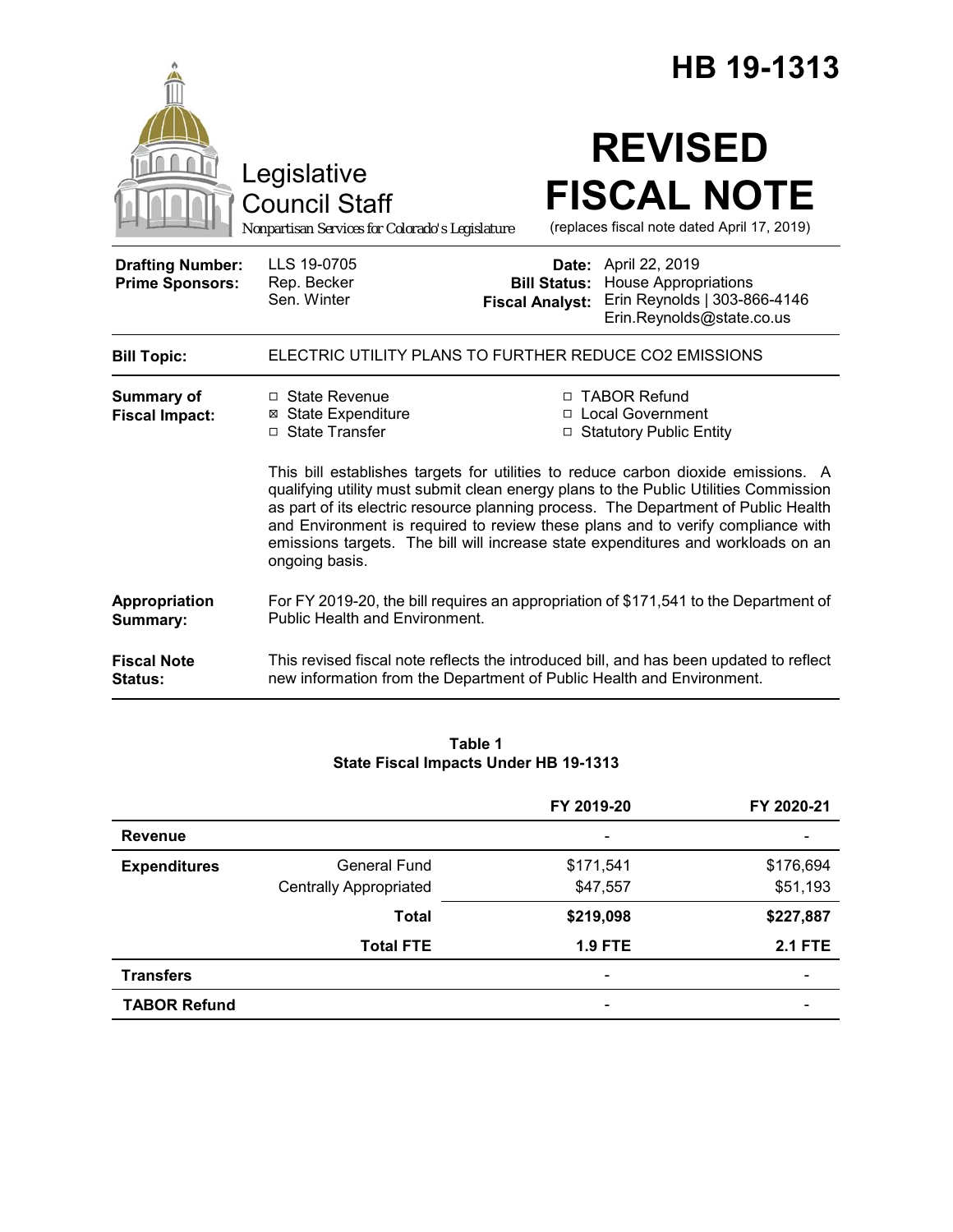# HB 19-1313

Legislative Council Staff

*Nonpartisan Services for Colorado's Legislature*

# REVISED FISCAL NOTE

(replaces fiscal note dated April 17, 2019)

| | | | |
|---|---|---|---|
| **Drafting Number:** | LLS 19-0705 | **Date:** | April 22, 2019 |
| **Prime Sponsors:** | Rep. Becker<br>Sen. Winter | **Bill Status:** | House Appropriations |
| | | **Fiscal Analyst:** | Erin Reynolds \| 303-866-4146<br>Erin.Reynolds@state.co.us |

**Bill Topic:** ELECTRIC UTILITY PLANS TO FURTHER REDUCE CO2 EMISSIONS

**Summary of Fiscal Impact:**

- ☐ State Revenue
- ☒ State Expenditure
- ☐ State Transfer
- ☐ TABOR Refund
- ☐ Local Government
- ☐ Statutory Public Entity

This bill establishes targets for utilities to reduce carbon dioxide emissions. A qualifying utility must submit clean energy plans to the Public Utilities Commission as part of its electric resource planning process. The Department of Public Health and Environment is required to review these plans and to verify compliance with emissions targets. The bill will increase state expenditures and workloads on an ongoing basis.

**Appropriation Summary:** For FY 2019-20, the bill requires an appropriation of $171,541 to the Department of Public Health and Environment.

**Fiscal Note Status:** This revised fiscal note reflects the introduced bill, and has been updated to reflect new information from the Department of Public Health and Environment.

**Table 1**
**State Fiscal Impacts Under HB 19-1313**

| | | FY 2019-20 | FY 2020-21 |
|---|---|---|---|
| **Revenue** | | - | - |
| **Expenditures** | General Fund | $171,541 | $176,694 |
| | Centrally Appropriated | $47,557 | $51,193 |
| | **Total** | **$219,098** | **$227,887** |
| | **Total FTE** | **1.9 FTE** | **2.1 FTE** |
| **Transfers** | | - | - |
| **TABOR Refund** | | - | - |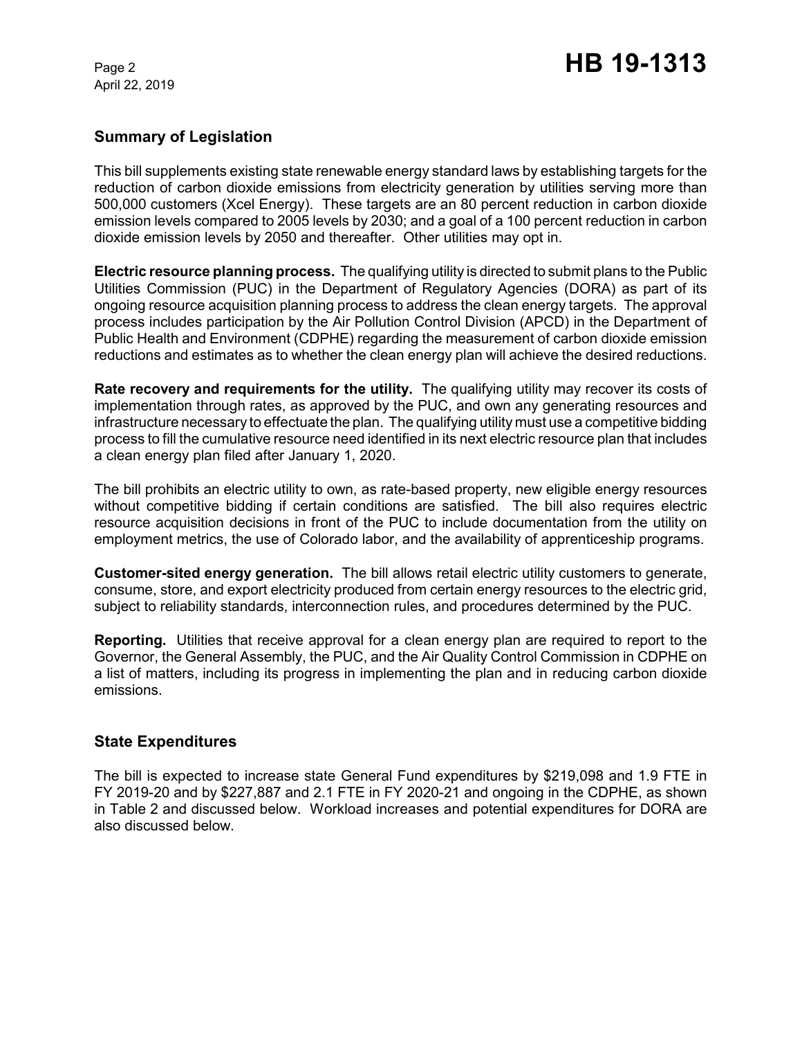## Summary of Legislation

This bill supplements existing state renewable energy standard laws by establishing targets for the reduction of carbon dioxide emissions from electricity generation by utilities serving more than 500,000 customers (Xcel Energy). These targets are an 80 percent reduction in carbon dioxide emission levels compared to 2005 levels by 2030; and a goal of a 100 percent reduction in carbon dioxide emission levels by 2050 and thereafter. Other utilities may opt in.

**Electric resource planning process.** The qualifying utility is directed to submit plans to the Public Utilities Commission (PUC) in the Department of Regulatory Agencies (DORA) as part of its ongoing resource acquisition planning process to address the clean energy targets. The approval process includes participation by the Air Pollution Control Division (APCD) in the Department of Public Health and Environment (CDPHE) regarding the measurement of carbon dioxide emission reductions and estimates as to whether the clean energy plan will achieve the desired reductions.

**Rate recovery and requirements for the utility.** The qualifying utility may recover its costs of implementation through rates, as approved by the PUC, and own any generating resources and infrastructure necessary to effectuate the plan. The qualifying utility must use a competitive bidding process to fill the cumulative resource need identified in its next electric resource plan that includes a clean energy plan filed after January 1, 2020.

The bill prohibits an electric utility to own, as rate-based property, new eligible energy resources without competitive bidding if certain conditions are satisfied. The bill also requires electric resource acquisition decisions in front of the PUC to include documentation from the utility on employment metrics, the use of Colorado labor, and the availability of apprenticeship programs.

**Customer-sited energy generation.** The bill allows retail electric utility customers to generate, consume, store, and export electricity produced from certain energy resources to the electric grid, subject to reliability standards, interconnection rules, and procedures determined by the PUC.

**Reporting.** Utilities that receive approval for a clean energy plan are required to report to the Governor, the General Assembly, the PUC, and the Air Quality Control Commission in CDPHE on a list of matters, including its progress in implementing the plan and in reducing carbon dioxide emissions.

## State Expenditures

The bill is expected to increase state General Fund expenditures by $219,098 and 1.9 FTE in FY 2019-20 and by $227,887 and 2.1 FTE in FY 2020-21 and ongoing in the CDPHE, as shown in Table 2 and discussed below. Workload increases and potential expenditures for DORA are also discussed below.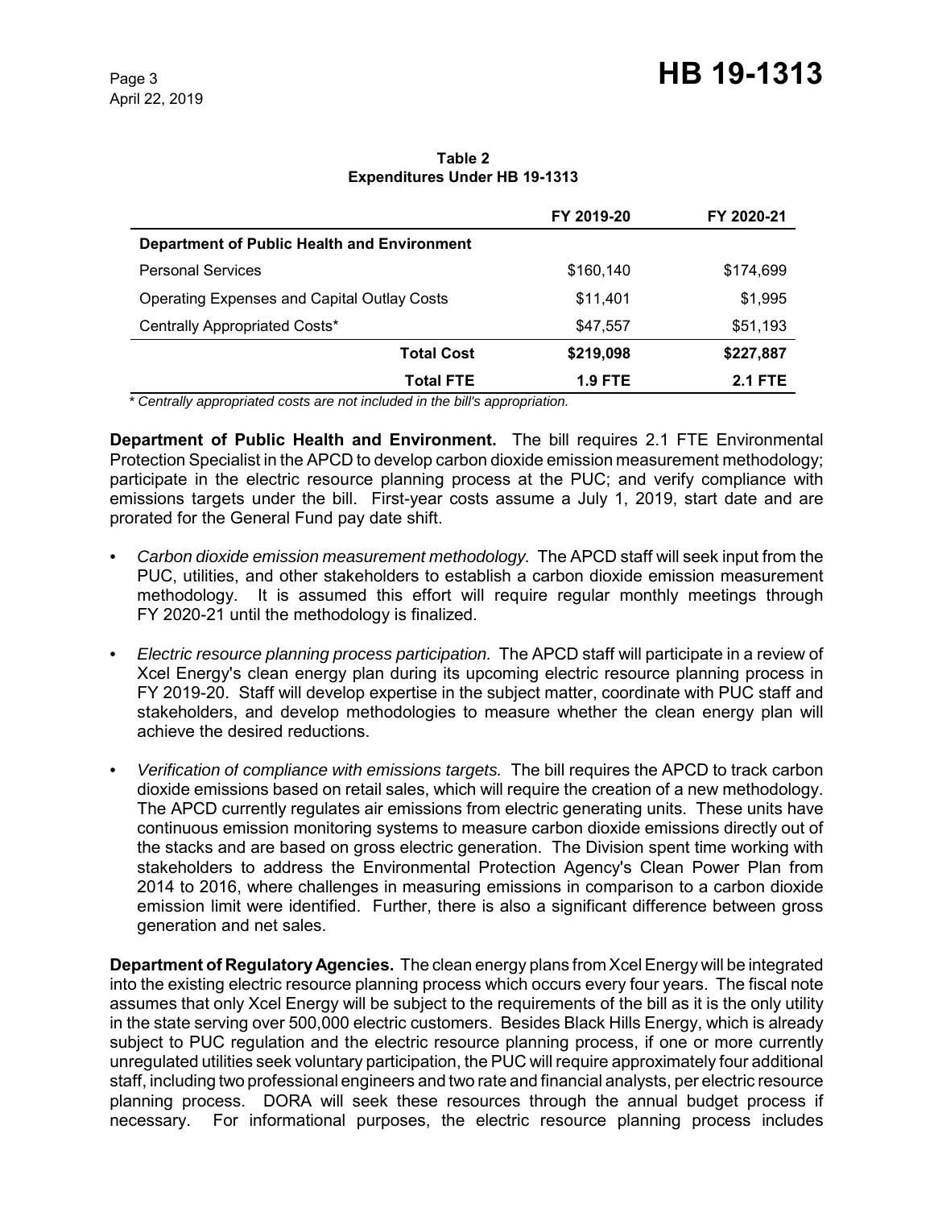**Table 2**
**Expenditures Under HB 19-1313**

| | FY 2019-20 | FY 2020-21 |
|---|---|---|
| **Department of Public Health and Environment** | | |
| Personal Services | $160,140 | $174,699 |
| Operating Expenses and Capital Outlay Costs | $11,401 | $1,995 |
| Centrally Appropriated Costs* | $47,557 | $51,193 |
| **Total Cost** | **$219,098** | **$227,887** |
| **Total FTE** | **1.9 FTE** | **2.1 FTE** |

*\* Centrally appropriated costs are not included in the bill's appropriation.*

**Department of Public Health and Environment.** The bill requires 2.1 FTE Environmental Protection Specialist in the APCD to develop carbon dioxide emission measurement methodology; participate in the electric resource planning process at the PUC; and verify compliance with emissions targets under the bill. First-year costs assume a July 1, 2019, start date and are prorated for the General Fund pay date shift.

- *Carbon dioxide emission measurement methodology.* The APCD staff will seek input from the PUC, utilities, and other stakeholders to establish a carbon dioxide emission measurement methodology. It is assumed this effort will require regular monthly meetings through FY 2020-21 until the methodology is finalized.
- *Electric resource planning process participation.* The APCD staff will participate in a review of Xcel Energy's clean energy plan during its upcoming electric resource planning process in FY 2019-20. Staff will develop expertise in the subject matter, coordinate with PUC staff and stakeholders, and develop methodologies to measure whether the clean energy plan will achieve the desired reductions.
- *Verification of compliance with emissions targets.* The bill requires the APCD to track carbon dioxide emissions based on retail sales, which will require the creation of a new methodology. The APCD currently regulates air emissions from electric generating units. These units have continuous emission monitoring systems to measure carbon dioxide emissions directly out of the stacks and are based on gross electric generation. The Division spent time working with stakeholders to address the Environmental Protection Agency's Clean Power Plan from 2014 to 2016, where challenges in measuring emissions in comparison to a carbon dioxide emission limit were identified. Further, there is also a significant difference between gross generation and net sales.

**Department of Regulatory Agencies.** The clean energy plans from Xcel Energy will be integrated into the existing electric resource planning process which occurs every four years. The fiscal note assumes that only Xcel Energy will be subject to the requirements of the bill as it is the only utility in the state serving over 500,000 electric customers. Besides Black Hills Energy, which is already subject to PUC regulation and the electric resource planning process, if one or more currently unregulated utilities seek voluntary participation, the PUC will require approximately four additional staff, including two professional engineers and two rate and financial analysts, per electric resource planning process. DORA will seek these resources through the annual budget process if necessary. For informational purposes, the electric resource planning process includes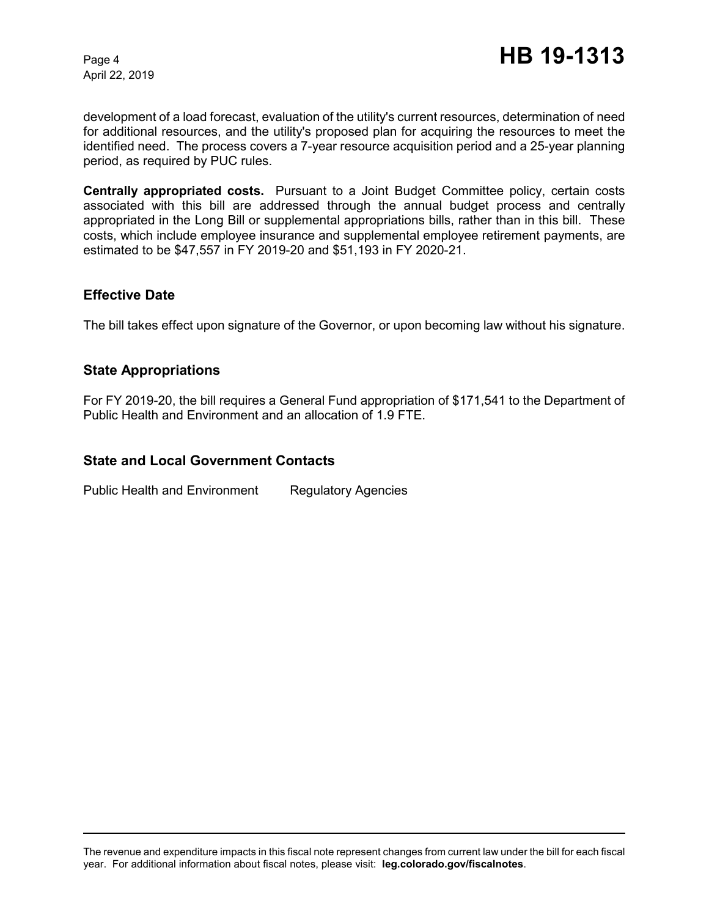development of a load forecast, evaluation of the utility's current resources, determination of need for additional resources, and the utility's proposed plan for acquiring the resources to meet the identified need. The process covers a 7-year resource acquisition period and a 25-year planning period, as required by PUC rules.

**Centrally appropriated costs.** Pursuant to a Joint Budget Committee policy, certain costs associated with this bill are addressed through the annual budget process and centrally appropriated in the Long Bill or supplemental appropriations bills, rather than in this bill. These costs, which include employee insurance and supplemental employee retirement payments, are estimated to be $47,557 in FY 2019-20 and $51,193 in FY 2020-21.

## Effective Date

The bill takes effect upon signature of the Governor, or upon becoming law without his signature.

## State Appropriations

For FY 2019-20, the bill requires a General Fund appropriation of $171,541 to the Department of Public Health and Environment and an allocation of 1.9 FTE.

## State and Local Government Contacts

Public Health and Environment    Regulatory Agencies

The revenue and expenditure impacts in this fiscal note represent changes from current law under the bill for each fiscal year. For additional information about fiscal notes, please visit: **leg.colorado.gov/fiscalnotes**.